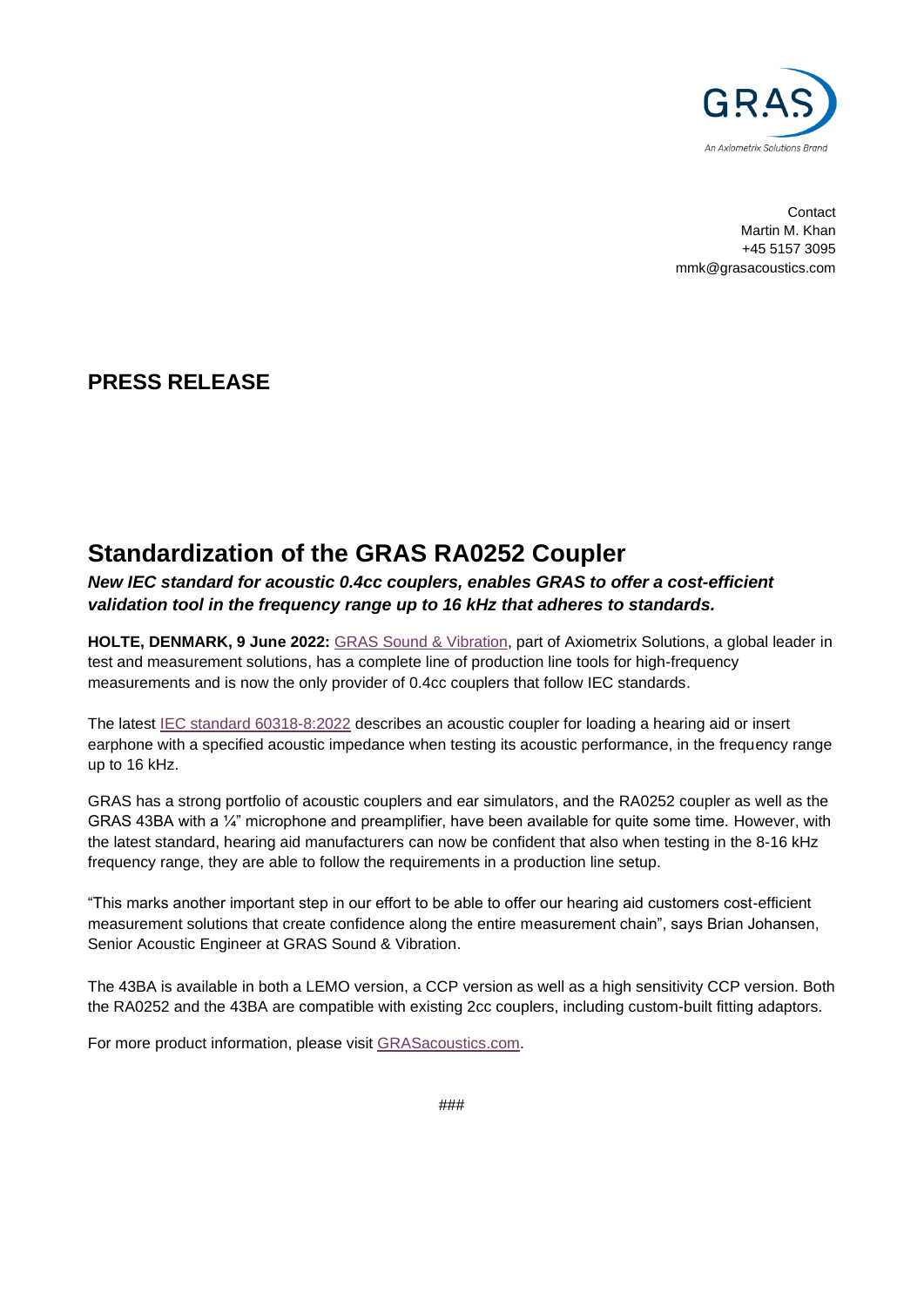Contact
Martin M. Khan
+45 5157 3095
mmk@grasacoustics.com

## PRESS RELEASE

# Standardization of the GRAS RA0252 Coupler

***New IEC standard for acoustic 0.4cc couplers, enables GRAS to offer a cost-efficient validation tool in the frequency range up to 16 kHz that adheres to standards.***

**HOLTE, DENMARK, 9 June 2022:** GRAS Sound & Vibration, part of Axiometrix Solutions, a global leader in test and measurement solutions, has a complete line of production line tools for high-frequency measurements and is now the only provider of 0.4cc couplers that follow IEC standards.

The latest IEC standard 60318-8:2022 describes an acoustic coupler for loading a hearing aid or insert earphone with a specified acoustic impedance when testing its acoustic performance, in the frequency range up to 16 kHz.

GRAS has a strong portfolio of acoustic couplers and ear simulators, and the RA0252 coupler as well as the GRAS 43BA with a ¼" microphone and preamplifier, have been available for quite some time. However, with the latest standard, hearing aid manufacturers can now be confident that also when testing in the 8-16 kHz frequency range, they are able to follow the requirements in a production line setup.

"This marks another important step in our effort to be able to offer our hearing aid customers cost-efficient measurement solutions that create confidence along the entire measurement chain", says Brian Johansen, Senior Acoustic Engineer at GRAS Sound & Vibration.

The 43BA is available in both a LEMO version, a CCP version as well as a high sensitivity CCP version. Both the RA0252 and the 43BA are compatible with existing 2cc couplers, including custom-built fitting adaptors.

For more product information, please visit GRASacoustics.com.

###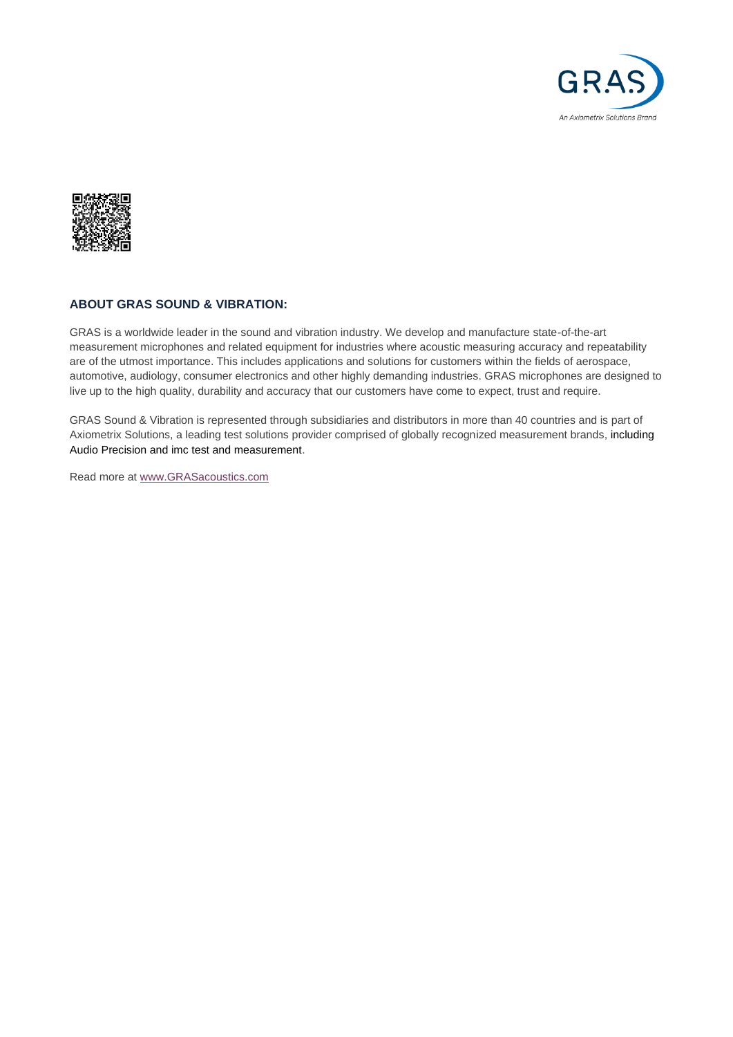## ABOUT GRAS SOUND & VIBRATION:

GRAS is a worldwide leader in the sound and vibration industry. We develop and manufacture state-of-the-art measurement microphones and related equipment for industries where acoustic measuring accuracy and repeatability are of the utmost importance. This includes applications and solutions for customers within the fields of aerospace, automotive, audiology, consumer electronics and other highly demanding industries. GRAS microphones are designed to live up to the high quality, durability and accuracy that our customers have come to expect, trust and require.

GRAS Sound & Vibration is represented through subsidiaries and distributors in more than 40 countries and is part of Axiometrix Solutions, a leading test solutions provider comprised of globally recognized measurement brands, including Audio Precision and imc test and measurement.

Read more at [www.GRASacoustics.com](http://www.GRASacoustics.com)